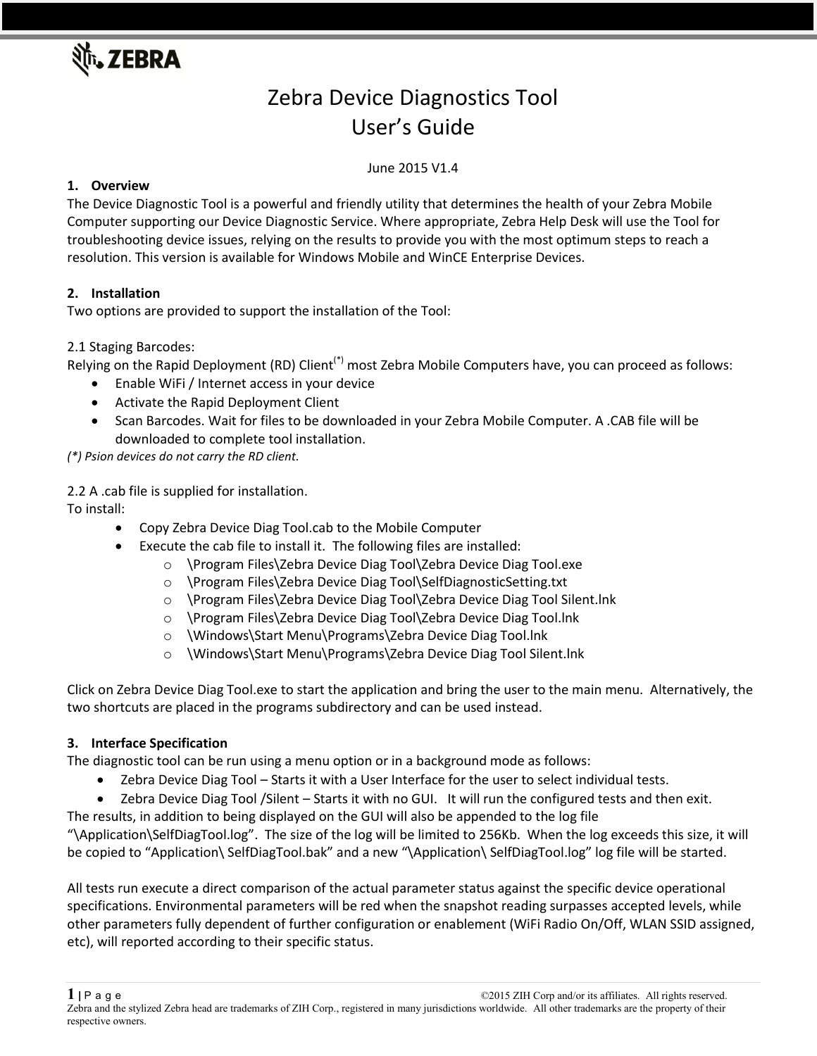# Zebra Device Diagnostics Tool
# User's Guide

June 2015 V1.4

## 1. Overview

The Device Diagnostic Tool is a powerful and friendly utility that determines the health of your Zebra Mobile Computer supporting our Device Diagnostic Service. Where appropriate, Zebra Help Desk will use the Tool for troubleshooting device issues, relying on the results to provide you with the most optimum steps to reach a resolution. This version is available for Windows Mobile and WinCE Enterprise Devices.

## 2. Installation

Two options are provided to support the installation of the Tool:

2.1 Staging Barcodes:

Relying on the Rapid Deployment (RD) Client(*) most Zebra Mobile Computers have, you can proceed as follows:

- Enable WiFi / Internet access in your device
- Activate the Rapid Deployment Client
- Scan Barcodes. Wait for files to be downloaded in your Zebra Mobile Computer. A .CAB file will be downloaded to complete tool installation.

*(\*) Psion devices do not carry the RD client.*

2.2 A .cab file is supplied for installation.

To install:

- Copy Zebra Device Diag Tool.cab to the Mobile Computer
- Execute the cab file to install it. The following files are installed:
  - \Program Files\Zebra Device Diag Tool\Zebra Device Diag Tool.exe
  - \Program Files\Zebra Device Diag Tool\SelfDiagnosticSetting.txt
  - \Program Files\Zebra Device Diag Tool\Zebra Device Diag Tool Silent.lnk
  - \Program Files\Zebra Device Diag Tool\Zebra Device Diag Tool.lnk
  - \Windows\Start Menu\Programs\Zebra Device Diag Tool.lnk
  - \Windows\Start Menu\Programs\Zebra Device Diag Tool Silent.lnk

Click on Zebra Device Diag Tool.exe to start the application and bring the user to the main menu. Alternatively, the two shortcuts are placed in the programs subdirectory and can be used instead.

## 3. Interface Specification

The diagnostic tool can be run using a menu option or in a background mode as follows:

- Zebra Device Diag Tool – Starts it with a User Interface for the user to select individual tests.
- Zebra Device Diag Tool /Silent – Starts it with no GUI. It will run the configured tests and then exit.

The results, in addition to being displayed on the GUI will also be appended to the log file "\Application\SelfDiagTool.log". The size of the log will be limited to 256Kb. When the log exceeds this size, it will be copied to "Application\ SelfDiagTool.bak" and a new "\Application\ SelfDiagTool.log" log file will be started.

All tests run execute a direct comparison of the actual parameter status against the specific device operational specifications. Environmental parameters will be red when the snapshot reading surpasses accepted levels, while other parameters fully dependent of further configuration or enablement (WiFi Radio On/Off, WLAN SSID assigned, etc), will reported according to their specific status.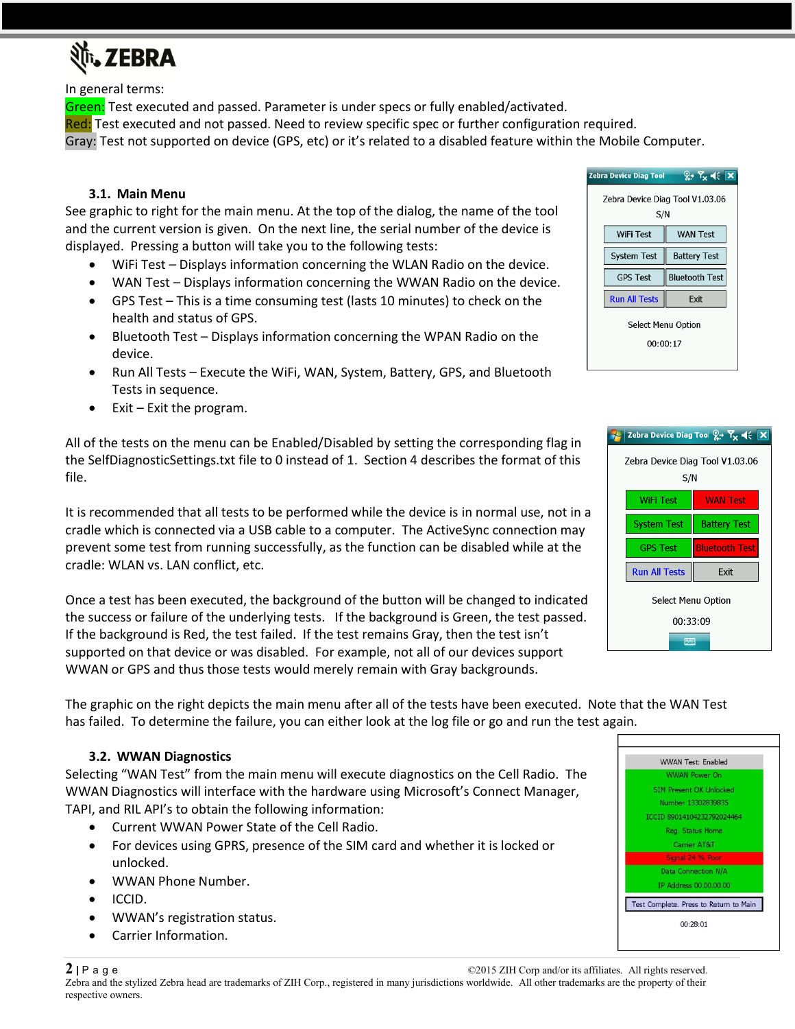In general terms:

Green: Test executed and passed. Parameter is under specs or fully enabled/activated.
Red: Test executed and not passed. Need to review specific spec or further configuration required.
Gray: Test not supported on device (GPS, etc) or it's related to a disabled feature within the Mobile Computer.

### 3.1. Main Menu

See graphic to right for the main menu. At the top of the dialog, the name of the tool and the current version is given. On the next line, the serial number of the device is displayed. Pressing a button will take you to the following tests:

- WiFi Test – Displays information concerning the WLAN Radio on the device.
- WAN Test – Displays information concerning the WWAN Radio on the device.
- GPS Test – This is a time consuming test (lasts 10 minutes) to check on the health and status of GPS.
- Bluetooth Test – Displays information concerning the WPAN Radio on the device.
- Run All Tests – Execute the WiFi, WAN, System, Battery, GPS, and Bluetooth Tests in sequence.
- Exit – Exit the program.

All of the tests on the menu can be Enabled/Disabled by setting the corresponding flag in the SelfDiagnosticSettings.txt file to 0 instead of 1. Section 4 describes the format of this file.

It is recommended that all tests to be performed while the device is in normal use, not in a cradle which is connected via a USB cable to a computer. The ActiveSync connection may prevent some test from running successfully, as the function can be disabled while at the cradle: WLAN vs. LAN conflict, etc.

Once a test has been executed, the background of the button will be changed to indicated the success or failure of the underlying tests. If the background is Green, the test passed. If the background is Red, the test failed. If the test remains Gray, then the test isn't supported on that device or was disabled. For example, not all of our devices support WWAN or GPS and thus those tests would merely remain with Gray backgrounds.

The graphic on the right depicts the main menu after all of the tests have been executed. Note that the WAN Test has failed. To determine the failure, you can either look at the log file or go and run the test again.

### 3.2. WWAN Diagnostics

Selecting "WAN Test" from the main menu will execute diagnostics on the Cell Radio. The WWAN Diagnostics will interface with the hardware using Microsoft's Connect Manager, TAPI, and RIL API's to obtain the following information:

- Current WWAN Power State of the Cell Radio.
- For devices using GPRS, presence of the SIM card and whether it is locked or unlocked.
- WWAN Phone Number.
- ICCID.
- WWAN's registration status.
- Carrier Information.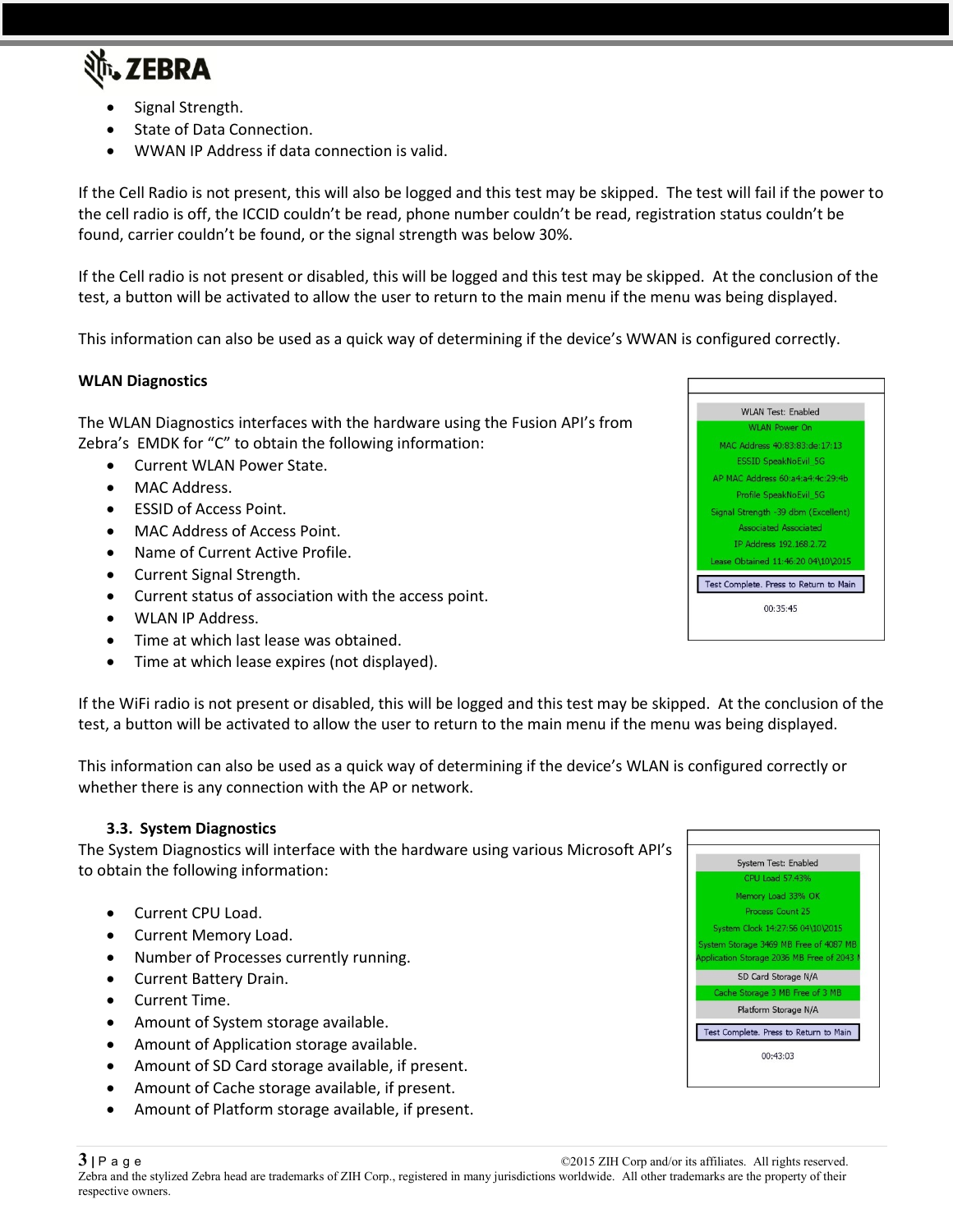- Signal Strength.
- State of Data Connection.
- WWAN IP Address if data connection is valid.

If the Cell Radio is not present, this will also be logged and this test may be skipped. The test will fail if the power to the cell radio is off, the ICCID couldn't be read, phone number couldn't be read, registration status couldn't be found, carrier couldn't be found, or the signal strength was below 30%.

If the Cell radio is not present or disabled, this will be logged and this test may be skipped. At the conclusion of the test, a button will be activated to allow the user to return to the main menu if the menu was being displayed.

This information can also be used as a quick way of determining if the device's WWAN is configured correctly.

**WLAN Diagnostics**

The WLAN Diagnostics interfaces with the hardware using the Fusion API's from Zebra's EMDK for "C" to obtain the following information:

- Current WLAN Power State.
- MAC Address.
- ESSID of Access Point.
- MAC Address of Access Point.
- Name of Current Active Profile.
- Current Signal Strength.
- Current status of association with the access point.
- WLAN IP Address.
- Time at which last lease was obtained.
- Time at which lease expires (not displayed).

WLAN Test: Enabled
WLAN Power On
MAC Address 40:83:83:de:17:13
ESSID SpeakNoEvil_5G
AP MAC Address 60:a4:a4:4c:29:4b
Profile SpeakNoEvil_5G
Signal Strength -39 dbm (Excellent)
Associated Associated
IP Address 192.168.2.72
Lease Obtained 11:46:20 04\10\2015
Test Complete. Press to Return to Main
00:35:45

If the WiFi radio is not present or disabled, this will be logged and this test may be skipped. At the conclusion of the test, a button will be activated to allow the user to return to the main menu if the menu was being displayed.

This information can also be used as a quick way of determining if the device's WLAN is configured correctly or whether there is any connection with the AP or network.

### 3.3. System Diagnostics

The System Diagnostics will interface with the hardware using various Microsoft API's to obtain the following information:

- Current CPU Load.
- Current Memory Load.
- Number of Processes currently running.
- Current Battery Drain.
- Current Time.
- Amount of System storage available.
- Amount of Application storage available.
- Amount of SD Card storage available, if present.
- Amount of Cache storage available, if present.
- Amount of Platform storage available, if present.

System Test: Enabled
CPU Load 57.43%
Memory Load 33% OK
Process Count 25
System Clock 14:27:56 04\10\2015
System Storage 3469 MB Free of 4087 MB
Application Storage 2036 MB Free of 2043 M
SD Card Storage N/A
Cache Storage 3 MB Free of 3 MB
Platform Storage N/A
Test Complete. Press to Return to Main
00:43:03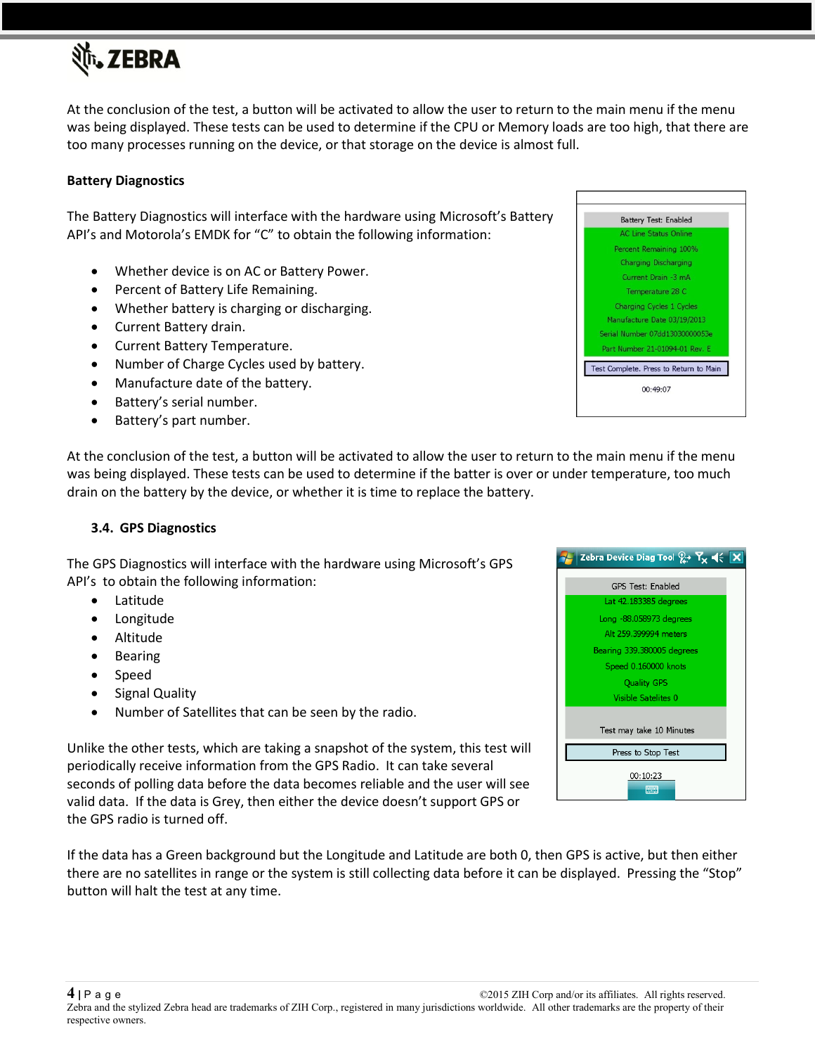At the conclusion of the test, a button will be activated to allow the user to return to the main menu if the menu was being displayed. These tests can be used to determine if the CPU or Memory loads are too high, that there are too many processes running on the device, or that storage on the device is almost full.

**Battery Diagnostics**

The Battery Diagnostics will interface with the hardware using Microsoft's Battery API's and Motorola's EMDK for "C" to obtain the following information:

- Whether device is on AC or Battery Power.
- Percent of Battery Life Remaining.
- Whether battery is charging or discharging.
- Current Battery drain.
- Current Battery Temperature.
- Number of Charge Cycles used by battery.
- Manufacture date of the battery.
- Battery's serial number.
- Battery's part number.

At the conclusion of the test, a button will be activated to allow the user to return to the main menu if the menu was being displayed. These tests can be used to determine if the batter is over or under temperature, too much drain on the battery by the device, or whether it is time to replace the battery.

### 3.4. GPS Diagnostics

The GPS Diagnostics will interface with the hardware using Microsoft's GPS API's to obtain the following information:

- Latitude
- Longitude
- Altitude
- Bearing
- Speed
- Signal Quality
- Number of Satellites that can be seen by the radio.

Unlike the other tests, which are taking a snapshot of the system, this test will periodically receive information from the GPS Radio. It can take several seconds of polling data before the data becomes reliable and the user will see valid data. If the data is Grey, then either the device doesn't support GPS or the GPS radio is turned off.

If the data has a Green background but the Longitude and Latitude are both 0, then GPS is active, but then either there are no satellites in range or the system is still collecting data before it can be displayed. Pressing the "Stop" button will halt the test at any time.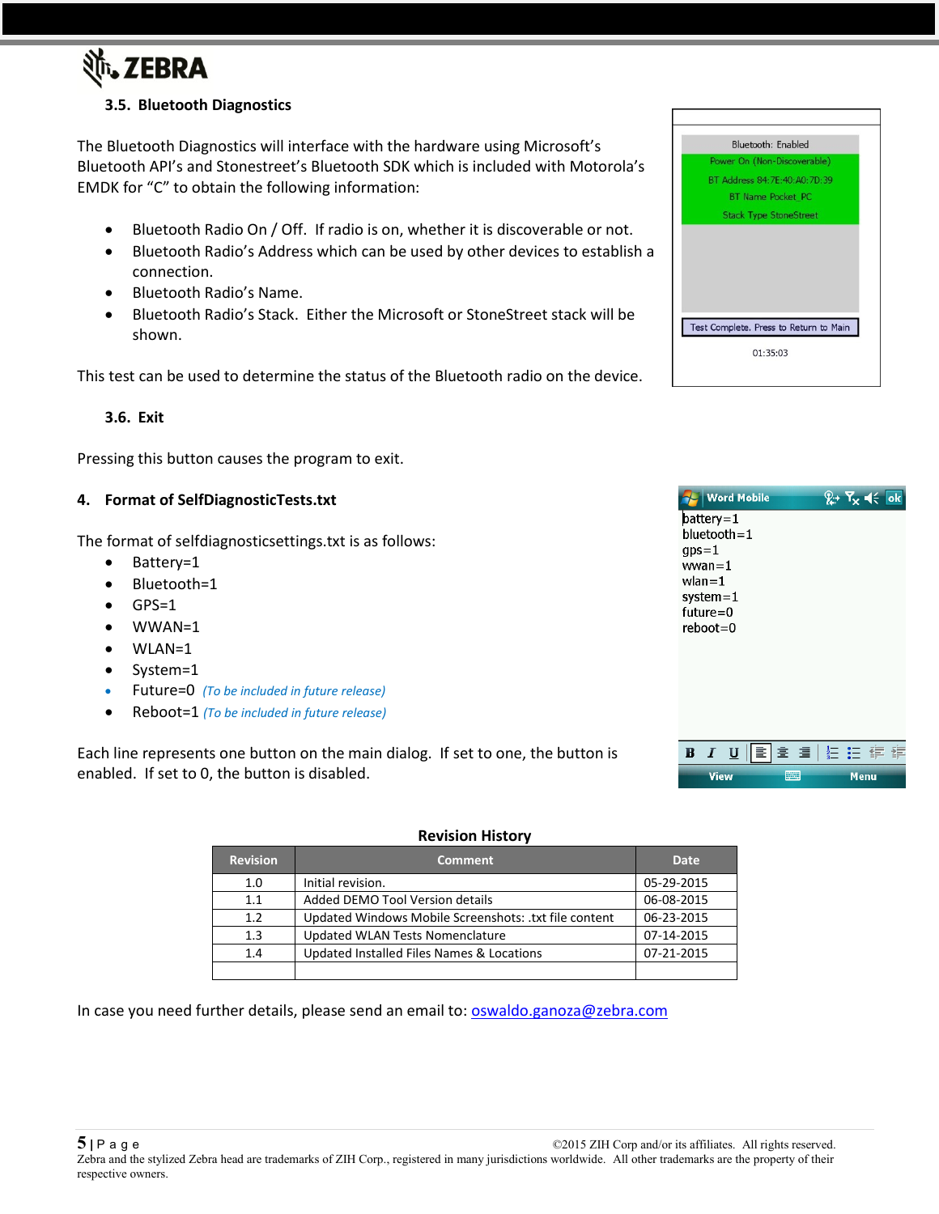### 3.5. Bluetooth Diagnostics

The Bluetooth Diagnostics will interface with the hardware using Microsoft's Bluetooth API's and Stonestreet's Bluetooth SDK which is included with Motorola's EMDK for "C" to obtain the following information:

- Bluetooth Radio On / Off. If radio is on, whether it is discoverable or not.
- Bluetooth Radio's Address which can be used by other devices to establish a connection.
- Bluetooth Radio's Name.
- Bluetooth Radio's Stack. Either the Microsoft or StoneStreet stack will be shown.

This test can be used to determine the status of the Bluetooth radio on the device.

Bluetooth: Enabled
Power On (Non-Discoverable)
BT Address 84:7E:40:A0:7D:39
BT Name Pocket_PC
Stack Type StoneStreet
Test Complete. Press to Return to Main
01:35:03

### 3.6. Exit

Pressing this button causes the program to exit.

## 4. Format of SelfDiagnosticTests.txt

The format of selfdiagnosticsettings.txt is as follows:

- Battery=1
- Bluetooth=1
- GPS=1
- WWAN=1
- WLAN=1
- System=1
- Future=0 *(To be included in future release)*
- Reboot=1 *(To be included in future release)*

Each line represents one button on the main dialog. If set to one, the button is enabled. If set to 0, the button is disabled.

Word Mobile

```
battery=1
bluetooth=1
gps=1
wwan=1
wlan=1
system=1
future=0
reboot=0
```

View Menu

**Revision History**

| Revision | Comment | Date |
|---|---|---|
| 1.0 | Initial revision. | 05-29-2015 |
| 1.1 | Added DEMO Tool Version details | 06-08-2015 |
| 1.2 | Updated Windows Mobile Screenshots: .txt file content | 06-23-2015 |
| 1.3 | Updated WLAN Tests Nomenclature | 07-14-2015 |
| 1.4 | Updated Installed Files Names & Locations | 07-21-2015 |
| | | |

In case you need further details, please send an email to: oswaldo.ganoza@zebra.com